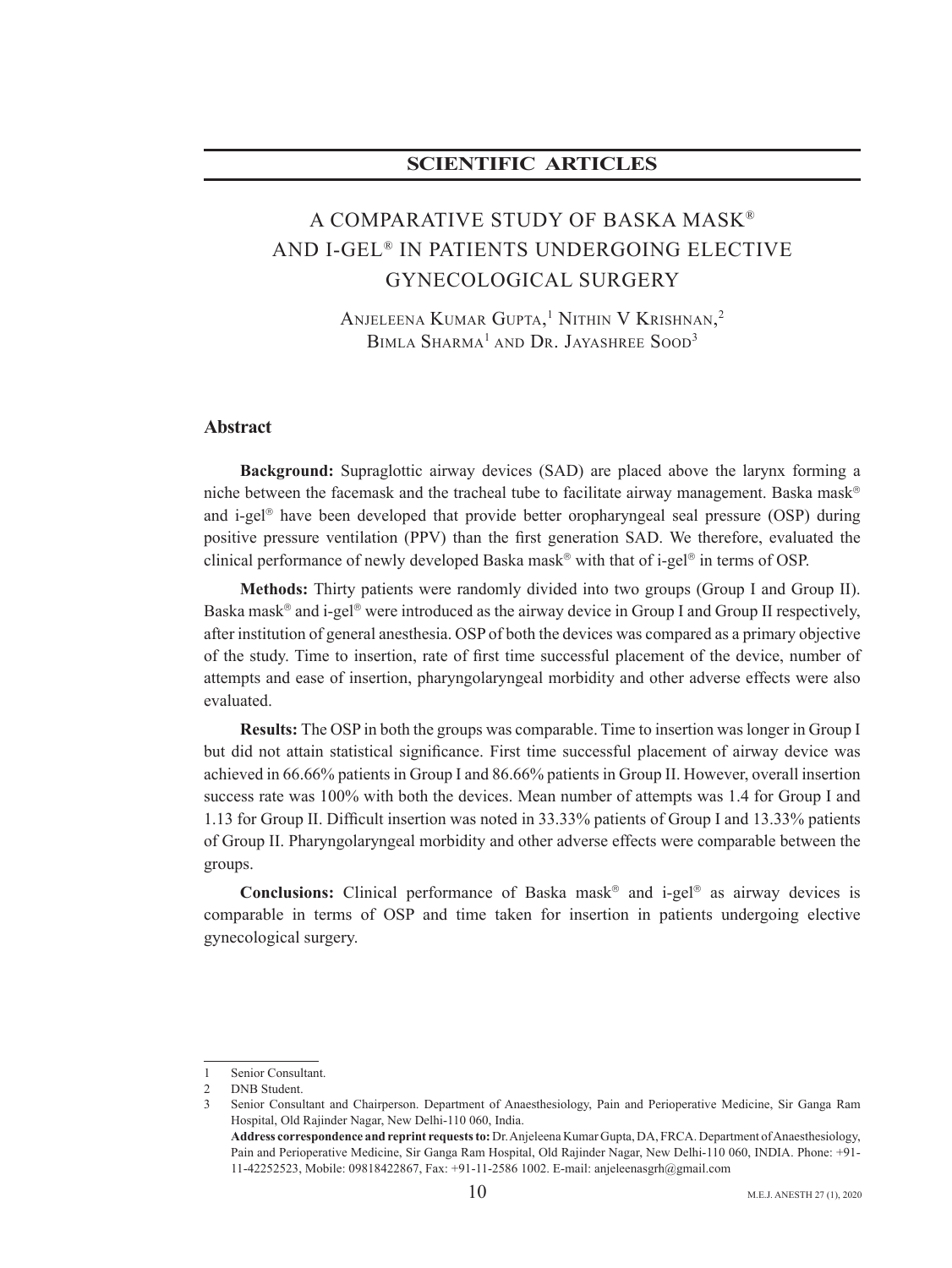**SCIENTIFIC ARTICLES**

# A COMPARATIVE STUDY OF BASKA MASK® AND I-GEL® IN PATIENTS UNDERGOING ELECTIVE GYNECOLOGICAL SURGERY

Anjeleena Kumar Gupta,[1] Nithin V Krishnan,[2] Bimla Sharma[1] and Dr. Jayashree Sood[3]

## Abstract

**Background:** Supraglottic airway devices (SAD) are placed above the larynx forming a niche between the facemask and the tracheal tube to facilitate airway management. Baska mask® and i-gel® have been developed that provide better oropharyngeal seal pressure (OSP) during positive pressure ventilation (PPV) than the first generation SAD. We therefore, evaluated the clinical performance of newly developed Baska mask® with that of i-gel® in terms of OSP.

**Methods:** Thirty patients were randomly divided into two groups (Group I and Group II). Baska mask® and i-gel® were introduced as the airway device in Group I and Group II respectively, after institution of general anesthesia. OSP of both the devices was compared as a primary objective of the study. Time to insertion, rate of first time successful placement of the device, number of attempts and ease of insertion, pharyngolaryngeal morbidity and other adverse effects were also evaluated.

**Results:** The OSP in both the groups was comparable. Time to insertion was longer in Group I but did not attain statistical significance. First time successful placement of airway device was achieved in 66.66% patients in Group I and 86.66% patients in Group II. However, overall insertion success rate was 100% with both the devices. Mean number of attempts was 1.4 for Group I and 1.13 for Group II. Difficult insertion was noted in 33.33% patients of Group I and 13.33% patients of Group II. Pharyngolaryngeal morbidity and other adverse effects were comparable between the groups.

**Conclusions:** Clinical performance of Baska mask® and i-gel® as airway devices is comparable in terms of OSP and time taken for insertion in patients undergoing elective gynecological surgery.

---

1 Senior Consultant.

2 DNB Student.

3 Senior Consultant and Chairperson. Department of Anaesthesiology, Pain and Perioperative Medicine, Sir Ganga Ram Hospital, Old Rajinder Nagar, New Delhi-110 060, India.

**Address correspondence and reprint requests to:** Dr. Anjeleena Kumar Gupta, DA, FRCA. Department of Anaesthesiology, Pain and Perioperative Medicine, Sir Ganga Ram Hospital, Old Rajinder Nagar, New Delhi-110 060, INDIA. Phone: +91-11-42252523, Mobile: 09818422867, Fax: +91-11-2586 1002. E-mail: anjeleenasgrh@gmail.com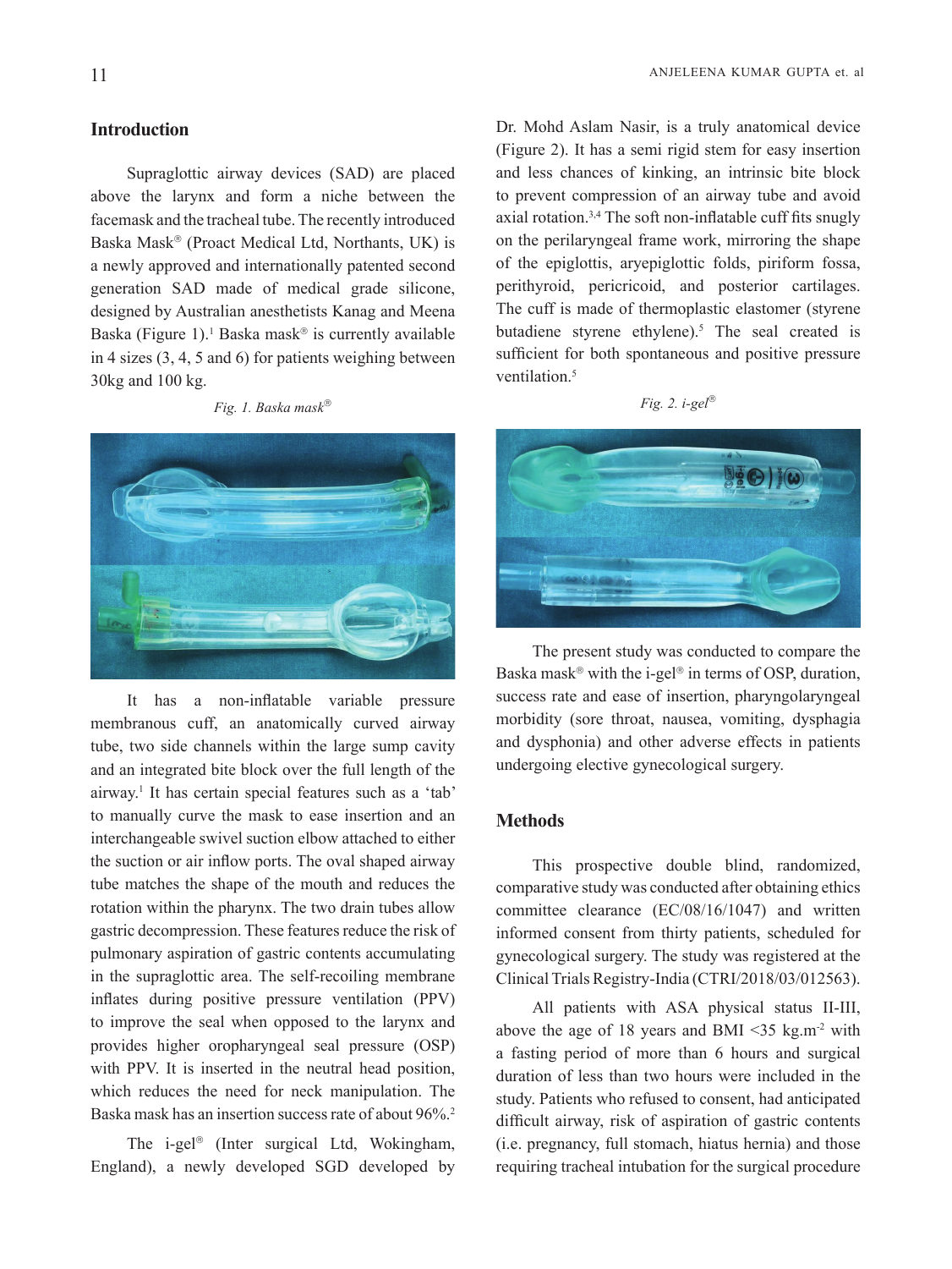## Introduction

Supraglottic airway devices (SAD) are placed above the larynx and form a niche between the facemask and the tracheal tube. The recently introduced Baska Mask® (Proact Medical Ltd, Northants, UK) is a newly approved and internationally patented second generation SAD made of medical grade silicone, designed by Australian anesthetists Kanag and Meena Baska (Figure 1).[1] Baska mask® is currently available in 4 sizes (3, 4, 5 and 6) for patients weighing between 30kg and 100 kg.

*Fig. 1. Baska mask®*

It has a non-inflatable variable pressure membranous cuff, an anatomically curved airway tube, two side channels within the large sump cavity and an integrated bite block over the full length of the airway.[1] It has certain special features such as a 'tab' to manually curve the mask to ease insertion and an interchangeable swivel suction elbow attached to either the suction or air inflow ports. The oval shaped airway tube matches the shape of the mouth and reduces the rotation within the pharynx. The two drain tubes allow gastric decompression. These features reduce the risk of pulmonary aspiration of gastric contents accumulating in the supraglottic area. The self-recoiling membrane inflates during positive pressure ventilation (PPV) to improve the seal when opposed to the larynx and provides higher oropharyngeal seal pressure (OSP) with PPV. It is inserted in the neutral head position, which reduces the need for neck manipulation. The Baska mask has an insertion success rate of about 96%.[2]

The i-gel® (Inter surgical Ltd, Wokingham, England), a newly developed SGD developed by Dr. Mohd Aslam Nasir, is a truly anatomical device (Figure 2). It has a semi rigid stem for easy insertion and less chances of kinking, an intrinsic bite block to prevent compression of an airway tube and avoid axial rotation.[3,4] The soft non-inflatable cuff fits snugly on the perilaryngeal frame work, mirroring the shape of the epiglottis, aryepiglottic folds, piriform fossa, perithyroid, pericricoid, and posterior cartilages. The cuff is made of thermoplastic elastomer (styrene butadiene styrene ethylene).[5] The seal created is sufficient for both spontaneous and positive pressure ventilation.[5]

*Fig. 2. i-gel®*

The present study was conducted to compare the Baska mask® with the i-gel® in terms of OSP, duration, success rate and ease of insertion, pharyngolaryngeal morbidity (sore throat, nausea, vomiting, dysphagia and dysphonia) and other adverse effects in patients undergoing elective gynecological surgery.

## Methods

This prospective double blind, randomized, comparative study was conducted after obtaining ethics committee clearance (EC/08/16/1047) and written informed consent from thirty patients, scheduled for gynecological surgery. The study was registered at the Clinical Trials Registry-India (CTRI/2018/03/012563).

All patients with ASA physical status II-III, above the age of 18 years and BMI <35 kg.m$^{-2}$ with a fasting period of more than 6 hours and surgical duration of less than two hours were included in the study. Patients who refused to consent, had anticipated difficult airway, risk of aspiration of gastric contents (i.e. pregnancy, full stomach, hiatus hernia) and those requiring tracheal intubation for the surgical procedure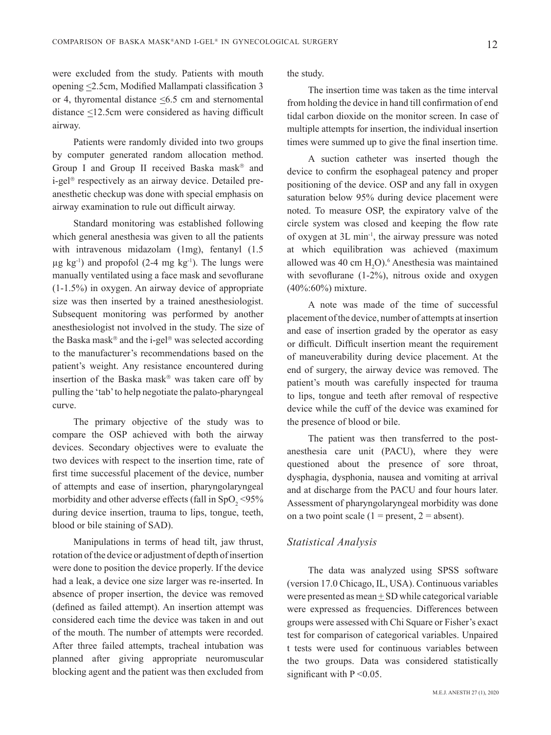were excluded from the study. Patients with mouth opening $\leq$2.5cm, Modified Mallampati classification 3 or 4, thyromental distance $\leq$6.5 cm and sternomental distance $\leq$12.5cm were considered as having difficult airway.

Patients were randomly divided into two groups by computer generated random allocation method. Group I and Group II received Baska mask® and i-gel® respectively as an airway device. Detailed pre-anesthetic checkup was done with special emphasis on airway examination to rule out difficult airway.

Standard monitoring was established following which general anesthesia was given to all the patients with intravenous midazolam (1mg), fentanyl (1.5 $\mu g\ kg^{-1}$) and propofol (2-4 $mg\ kg^{-1}$). The lungs were manually ventilated using a face mask and sevoflurane (1-1.5%) in oxygen. An airway device of appropriate size was then inserted by a trained anesthesiologist. Subsequent monitoring was performed by another anesthesiologist not involved in the study. The size of the Baska mask® and the i-gel® was selected according to the manufacturer's recommendations based on the patient's weight. Any resistance encountered during insertion of the Baska mask® was taken care off by pulling the 'tab' to help negotiate the palato-pharyngeal curve.

The primary objective of the study was to compare the OSP achieved with both the airway devices. Secondary objectives were to evaluate the two devices with respect to the insertion time, rate of first time successful placement of the device, number of attempts and ease of insertion, pharyngolaryngeal morbidity and other adverse effects (fall in $SpO_2$ <95% during device insertion, trauma to lips, tongue, teeth, blood or bile staining of SAD).

Manipulations in terms of head tilt, jaw thrust, rotation of the device or adjustment of depth of insertion were done to position the device properly. If the device had a leak, a device one size larger was re-inserted. In absence of proper insertion, the device was removed (defined as failed attempt). An insertion attempt was considered each time the device was taken in and out of the mouth. The number of attempts were recorded. After three failed attempts, tracheal intubation was planned after giving appropriate neuromuscular blocking agent and the patient was then excluded from the study.

The insertion time was taken as the time interval from holding the device in hand till confirmation of end tidal carbon dioxide on the monitor screen. In case of multiple attempts for insertion, the individual insertion times were summed up to give the final insertion time.

A suction catheter was inserted though the device to confirm the esophageal patency and proper positioning of the device. OSP and any fall in oxygen saturation below 95% during device placement were noted. To measure OSP, the expiratory valve of the circle system was closed and keeping the flow rate of oxygen at 3L $min^{-1}$, the airway pressure was noted at which equilibration was achieved (maximum allowed was 40 cm $H_2O$).[6] Anesthesia was maintained with sevoflurane (1-2%), nitrous oxide and oxygen (40%:60%) mixture.

A note was made of the time of successful placement of the device, number of attempts at insertion and ease of insertion graded by the operator as easy or difficult. Difficult insertion meant the requirement of maneuverability during device placement. At the end of surgery, the airway device was removed. The patient's mouth was carefully inspected for trauma to lips, tongue and teeth after removal of respective device while the cuff of the device was examined for the presence of blood or bile.

The patient was then transferred to the post-anesthesia care unit (PACU), where they were questioned about the presence of sore throat, dysphagia, dysphonia, nausea and vomiting at arrival and at discharge from the PACU and four hours later. Assessment of pharyngolaryngeal morbidity was done on a two point scale (1 = present, 2 = absent).

## *Statistical Analysis*

The data was analyzed using SPSS software (version 17.0 Chicago, IL, USA). Continuous variables were presented as mean $\pm$ SD while categorical variable were expressed as frequencies. Differences between groups were assessed with Chi Square or Fisher's exact test for comparison of categorical variables. Unpaired t tests were used for continuous variables between the two groups. Data was considered statistically significant with $P < 0.05$.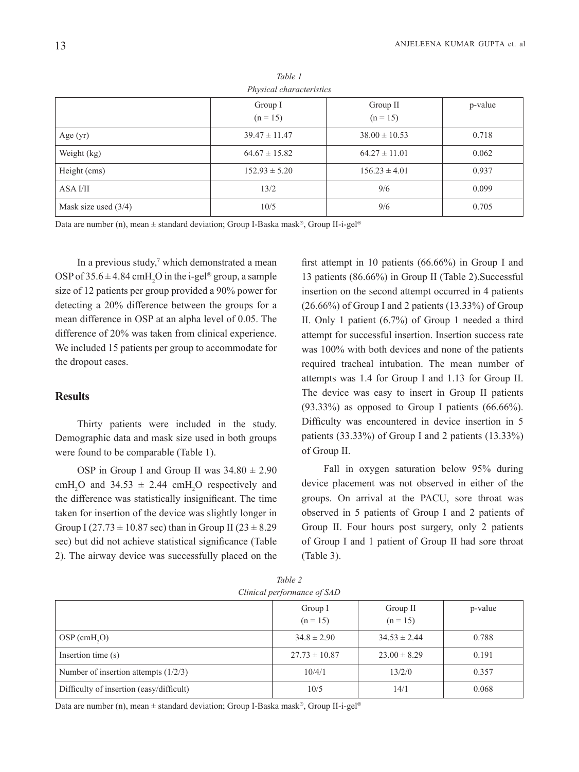*Table 1*
*Physical characteristics*

| | Group I (n = 15) | Group II (n = 15) | p-value |
|---|---|---|---|
| Age (yr) | 39.47 ± 11.47 | 38.00 ± 10.53 | 0.718 |
| Weight (kg) | 64.67 ± 15.82 | 64.27 ± 11.01 | 0.062 |
| Height (cms) | 152.93 ± 5.20 | 156.23 ± 4.01 | 0.937 |
| ASA I/II | 13/2 | 9/6 | 0.099 |
| Mask size used (3/4) | 10/5 | 9/6 | 0.705 |

Data are number (n), mean ± standard deviation; Group I-Baska mask®, Group II-i-gel®

In a previous study,[7] which demonstrated a mean OSP of 35.6 ± 4.84 $cmH_2O$ in the i-gel® group, a sample size of 12 patients per group provided a 90% power for detecting a 20% difference between the groups for a mean difference in OSP at an alpha level of 0.05. The difference of 20% was taken from clinical experience. We included 15 patients per group to accommodate for the dropout cases.

## Results

Thirty patients were included in the study. Demographic data and mask size used in both groups were found to be comparable (Table 1).

OSP in Group I and Group II was 34.80 ± 2.90 $cmH_2O$ and 34.53 ± 2.44 $cmH_2O$ respectively and the difference was statistically insignificant. The time taken for insertion of the device was slightly longer in Group I (27.73 ± 10.87 sec) than in Group II (23 ± 8.29 sec) but did not achieve statistical significance (Table 2). The airway device was successfully placed on the first attempt in 10 patients (66.66%) in Group I and 13 patients (86.66%) in Group II (Table 2).Successful insertion on the second attempt occurred in 4 patients (26.66%) of Group I and 2 patients (13.33%) of Group II. Only 1 patient (6.7%) of Group 1 needed a third attempt for successful insertion. Insertion success rate was 100% with both devices and none of the patients required tracheal intubation. The mean number of attempts was 1.4 for Group I and 1.13 for Group II. The device was easy to insert in Group II patients (93.33%) as opposed to Group I patients (66.66%). Difficulty was encountered in device insertion in 5 patients (33.33%) of Group I and 2 patients (13.33%) of Group II.

Fall in oxygen saturation below 95% during device placement was not observed in either of the groups. On arrival at the PACU, sore throat was observed in 5 patients of Group I and 2 patients of Group II. Four hours post surgery, only 2 patients of Group I and 1 patient of Group II had sore throat (Table 3).

*Table 2*
*Clinical performance of SAD*

| | Group I (n = 15) | Group II (n = 15) | p-value |
|---|---|---|---|
| OSP ($cmH_2O$) | 34.8 ± 2.90 | 34.53 ± 2.44 | 0.788 |
| Insertion time (s) | 27.73 ± 10.87 | 23.00 ± 8.29 | 0.191 |
| Number of insertion attempts (1/2/3) | 10/4/1 | 13/2/0 | 0.357 |
| Difficulty of insertion (easy/difficult) | 10/5 | 14/1 | 0.068 |

Data are number (n), mean ± standard deviation; Group I-Baska mask®, Group II-i-gel®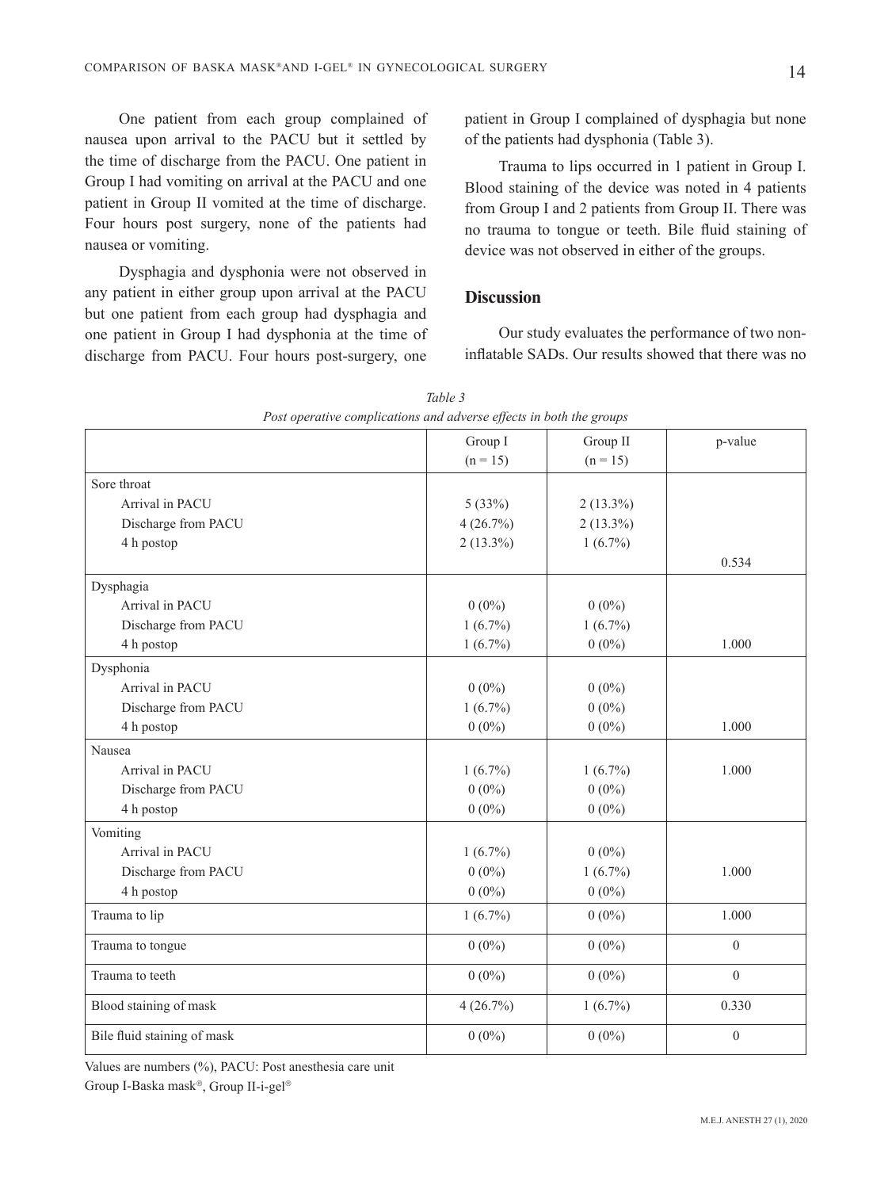One patient from each group complained of nausea upon arrival to the PACU but it settled by the time of discharge from the PACU. One patient in Group I had vomiting on arrival at the PACU and one patient in Group II vomited at the time of discharge. Four hours post surgery, none of the patients had nausea or vomiting.

Dysphagia and dysphonia were not observed in any patient in either group upon arrival at the PACU but one patient from each group had dysphagia and one patient in Group I had dysphonia at the time of discharge from PACU. Four hours post-surgery, one patient in Group I complained of dysphagia but none of the patients had dysphonia (Table 3).

Trauma to lips occurred in 1 patient in Group I. Blood staining of the device was noted in 4 patients from Group I and 2 patients from Group II. There was no trauma to tongue or teeth. Bile fluid staining of device was not observed in either of the groups.

## Discussion

Our study evaluates the performance of two non-inflatable SADs. Our results showed that there was no

*Table 3*
*Post operative complications and adverse effects in both the groups*

| | Group I (n = 15) | Group II (n = 15) | p-value |
|---|---|---|---|
| Sore throat | | | |
| Arrival in PACU | 5 (33%) | 2 (13.3%) | |
| Discharge from PACU | 4 (26.7%) | 2 (13.3%) | |
| 4 h postop | 2 (13.3%) | 1 (6.7%) | |
| | | | 0.534 |
| Dysphagia | | | |
| Arrival in PACU | 0 (0%) | 0 (0%) | |
| Discharge from PACU | 1 (6.7%) | 1 (6.7%) | |
| 4 h postop | 1 (6.7%) | 0 (0%) | 1.000 |
| Dysphonia | | | |
| Arrival in PACU | 0 (0%) | 0 (0%) | |
| Discharge from PACU | 1 (6.7%) | 0 (0%) | |
| 4 h postop | 0 (0%) | 0 (0%) | 1.000 |
| Nausea | | | |
| Arrival in PACU | 1 (6.7%) | 1 (6.7%) | 1.000 |
| Discharge from PACU | 0 (0%) | 0 (0%) | |
| 4 h postop | 0 (0%) | 0 (0%) | |
| Vomiting | | | |
| Arrival in PACU | 1 (6.7%) | 0 (0%) | |
| Discharge from PACU | 0 (0%) | 1 (6.7%) | 1.000 |
| 4 h postop | 0 (0%) | 0 (0%) | |
| Trauma to lip | 1 (6.7%) | 0 (0%) | 1.000 |
| Trauma to tongue | 0 (0%) | 0 (0%) | 0 |
| Trauma to teeth | 0 (0%) | 0 (0%) | 0 |
| Blood staining of mask | 4 (26.7%) | 1 (6.7%) | 0.330 |
| Bile fluid staining of mask | 0 (0%) | 0 (0%) | 0 |

Values are numbers (%), PACU: Post anesthesia care unit
Group I-Baska mask®, Group II-i-gel®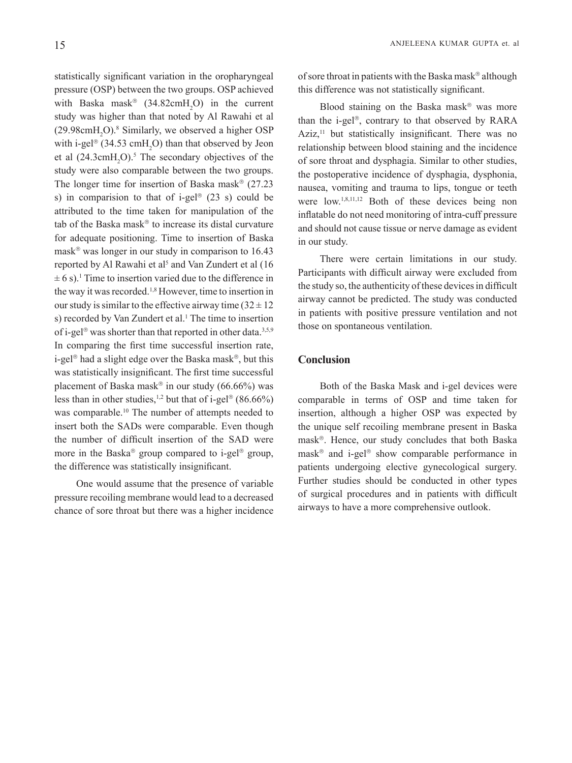statistically significant variation in the oropharyngeal pressure (OSP) between the two groups. OSP achieved with Baska mask® ($34.82 cmH_2O$) in the current study was higher than that noted by Al Rawahi et al ($29.98 cmH_2O$).[8] Similarly, we observed a higher OSP with i-gel® ($34.53 cmH_2O$) than that observed by Jeon et al ($24.3 cmH_2O$).[5] The secondary objectives of the study were also comparable between the two groups. The longer time for insertion of Baska mask® (27.23 s) in comparision to that of i-gel® (23 s) could be attributed to the time taken for manipulation of the tab of the Baska mask® to increase its distal curvature for adequate positioning. Time to insertion of Baska mask® was longer in our study in comparison to 16.43 reported by Al Rawahi et al[5] and Van Zundert et al ($16 \pm 6$ s).[1] Time to insertion varied due to the difference in the way it was recorded.[1,8] However, time to insertion in our study is similar to the effective airway time ($32 \pm 12$ s) recorded by Van Zundert et al.[1] The time to insertion of i-gel® was shorter than that reported in other data.[3,5,9] In comparing the first time successful insertion rate, i-gel® had a slight edge over the Baska mask®, but this was statistically insignificant. The first time successful placement of Baska mask® in our study (66.66%) was less than in other studies,[1,2] but that of i-gel® (86.66%) was comparable.[10] The number of attempts needed to insert both the SADs were comparable. Even though the number of difficult insertion of the SAD were more in the Baska® group compared to i-gel® group, the difference was statistically insignificant.

One would assume that the presence of variable pressure recoiling membrane would lead to a decreased chance of sore throat but there was a higher incidence of sore throat in patients with the Baska mask® although this difference was not statistically significant.

Blood staining on the Baska mask® was more than the i-gel®, contrary to that observed by RARA Aziz,[11] but statistically insignificant. There was no relationship between blood staining and the incidence of sore throat and dysphagia. Similar to other studies, the postoperative incidence of dysphagia, dysphonia, nausea, vomiting and trauma to lips, tongue or teeth were low.[1,8,11,12] Both of these devices being non inflatable do not need monitoring of intra-cuff pressure and should not cause tissue or nerve damage as evident in our study.

There were certain limitations in our study. Participants with difficult airway were excluded from the study so, the authenticity of these devices in difficult airway cannot be predicted. The study was conducted in patients with positive pressure ventilation and not those on spontaneous ventilation.

## Conclusion

Both of the Baska Mask and i-gel devices were comparable in terms of OSP and time taken for insertion, although a higher OSP was expected by the unique self recoiling membrane present in Baska mask®. Hence, our study concludes that both Baska mask® and i-gel® show comparable performance in patients undergoing elective gynecological surgery. Further studies should be conducted in other types of surgical procedures and in patients with difficult airways to have a more comprehensive outlook.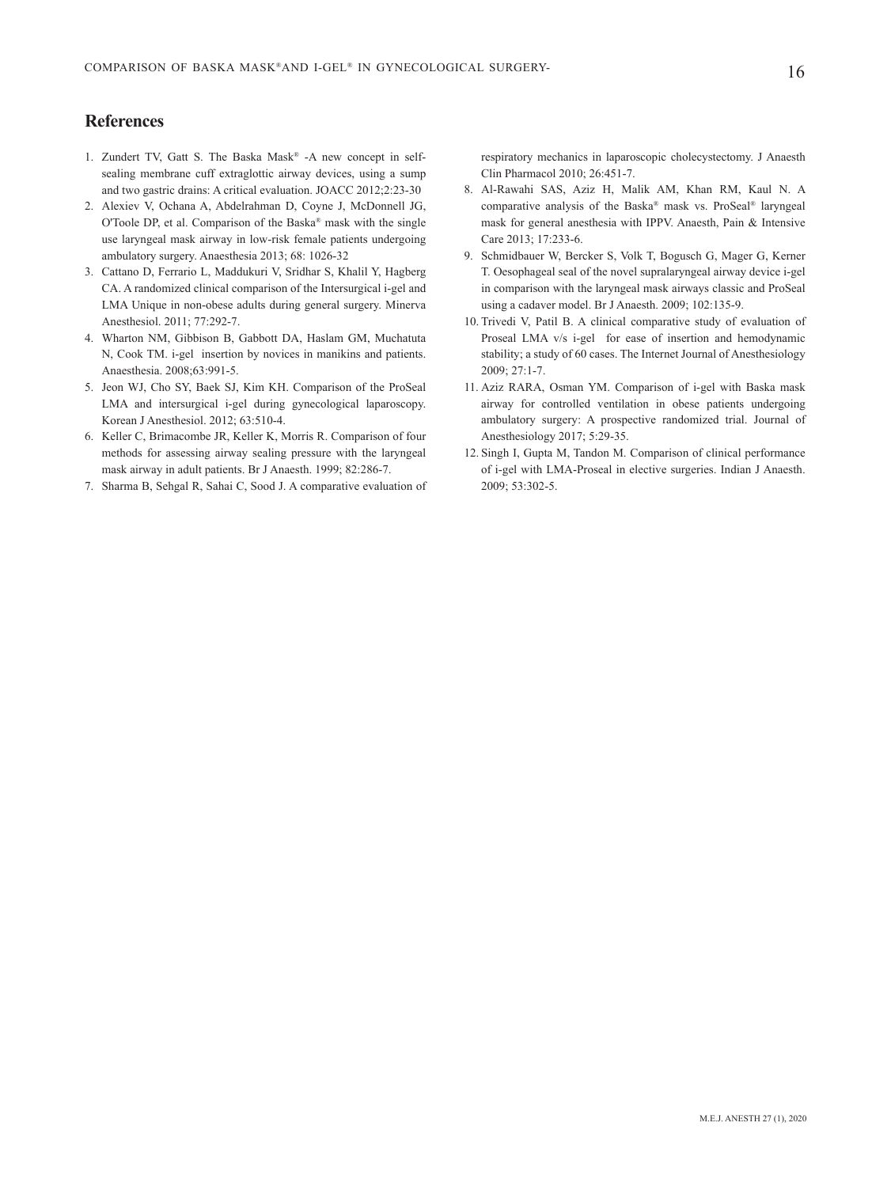## References

1. Zundert TV, Gatt S. The Baska Mask® -A new concept in self-sealing membrane cuff extraglottic airway devices, using a sump and two gastric drains: A critical evaluation. JOACC 2012;2:23-30
2. Alexiev V, Ochana A, Abdelrahman D, Coyne J, McDonnell JG, O'Toole DP, et al. Comparison of the Baska® mask with the single use laryngeal mask airway in low-risk female patients undergoing ambulatory surgery. Anaesthesia 2013; 68: 1026-32
3. Cattano D, Ferrario L, Maddukuri V, Sridhar S, Khalil Y, Hagberg CA. A randomized clinical comparison of the Intersurgical i-gel and LMA Unique in non-obese adults during general surgery. Minerva Anesthesiol. 2011; 77:292-7.
4. Wharton NM, Gibbison B, Gabbott DA, Haslam GM, Muchatuta N, Cook TM. i-gel insertion by novices in manikins and patients. Anaesthesia. 2008;63:991-5.
5. Jeon WJ, Cho SY, Baek SJ, Kim KH. Comparison of the ProSeal LMA and intersurgical i-gel during gynecological laparoscopy. Korean J Anesthesiol. 2012; 63:510-4.
6. Keller C, Brimacombe JR, Keller K, Morris R. Comparison of four methods for assessing airway sealing pressure with the laryngeal mask airway in adult patients. Br J Anaesth. 1999; 82:286-7.
7. Sharma B, Sehgal R, Sahai C, Sood J. A comparative evaluation of respiratory mechanics in laparoscopic cholecystectomy. J Anaesth Clin Pharmacol 2010; 26:451-7.
8. Al-Rawahi SAS, Aziz H, Malik AM, Khan RM, Kaul N. A comparative analysis of the Baska® mask vs. ProSeal® laryngeal mask for general anesthesia with IPPV. Anaesth, Pain & Intensive Care 2013; 17:233-6.
9. Schmidbauer W, Bercker S, Volk T, Bogusch G, Mager G, Kerner T. Oesophageal seal of the novel supralaryngeal airway device i-gel in comparison with the laryngeal mask airways classic and ProSeal using a cadaver model. Br J Anaesth. 2009; 102:135-9.
10. Trivedi V, Patil B. A clinical comparative study of evaluation of Proseal LMA v/s i-gel for ease of insertion and hemodynamic stability; a study of 60 cases. The Internet Journal of Anesthesiology 2009; 27:1-7.
11. Aziz RARA, Osman YM. Comparison of i-gel with Baska mask airway for controlled ventilation in obese patients undergoing ambulatory surgery: A prospective randomized trial. Journal of Anesthesiology 2017; 5:29-35.
12. Singh I, Gupta M, Tandon M. Comparison of clinical performance of i-gel with LMA-Proseal in elective surgeries. Indian J Anaesth. 2009; 53:302-5.